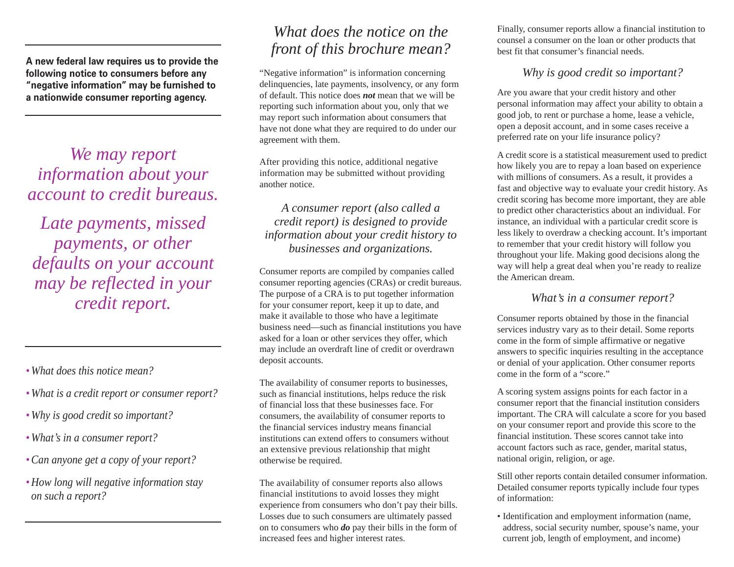**A new federal law requires us to provide the following notice to consumers before any "negative information" may be furnished to a nationwide consumer reporting agency.**

*We may report information about your account to credit bureaus.*

*Late payments, missed payments, or other defaults on your account may be reflected in your credit report.*

- *What does this notice mean?*
- *What is a credit report or consumer report?*
- *Why is good credit so important?*
- *What's in a consumer report?*
- *Can anyone get a copy of your report?*
- *How long will negative information stay on such a report?*

## *What does the notice on the front of this brochure mean?*

"Negative information" is information concerning delinquencies, late payments, insolvency, or any form of default. This notice does ***not*** mean that we will be reporting such information about you, only that we may report such information about consumers that have not done what they are required to do under our agreement with them.

After providing this notice, additional negative information may be submitted without providing another notice.

### *A consumer report (also called a credit report) is designed to provide information about your credit history to businesses and organizations.*

Consumer reports are compiled by companies called consumer reporting agencies (CRAs) or credit bureaus. The purpose of a CRA is to put together information for your consumer report, keep it up to date, and make it available to those who have a legitimate business need—such as financial institutions you have asked for a loan or other services they offer, which may include an overdraft line of credit or overdrawn deposit accounts.

The availability of consumer reports to businesses, such as financial institutions, helps reduce the risk of financial loss that these businesses face. For consumers, the availability of consumer reports to the financial services industry means financial institutions can extend offers to consumers without an extensive previous relationship that might otherwise be required.

The availability of consumer reports also allows financial institutions to avoid losses they might experience from consumers who don't pay their bills. Losses due to such consumers are ultimately passed on to consumers who ***do*** pay their bills in the form of increased fees and higher interest rates.

Finally, consumer reports allow a financial institution to counsel a consumer on the loan or other products that best fit that consumer's financial needs.

### *Why is good credit so important?*

Are you aware that your credit history and other personal information may affect your ability to obtain a good job, to rent or purchase a home, lease a vehicle, open a deposit account, and in some cases receive a preferred rate on your life insurance policy?

A credit score is a statistical measurement used to predict how likely you are to repay a loan based on experience with millions of consumers. As a result, it provides a fast and objective way to evaluate your credit history. As credit scoring has become more important, they are able to predict other characteristics about an individual. For instance, an individual with a particular credit score is less likely to overdraw a checking account. It's important to remember that your credit history will follow you throughout your life. Making good decisions along the way will help a great deal when you're ready to realize the American dream.

### *What's in a consumer report?*

Consumer reports obtained by those in the financial services industry vary as to their detail. Some reports come in the form of simple affirmative or negative answers to specific inquiries resulting in the acceptance or denial of your application. Other consumer reports come in the form of a "score."

A scoring system assigns points for each factor in a consumer report that the financial institution considers important. The CRA will calculate a score for you based on your consumer report and provide this score to the financial institution. These scores cannot take into account factors such as race, gender, marital status, national origin, religion, or age.

Still other reports contain detailed consumer information. Detailed consumer reports typically include four types of information:

- Identification and employment information (name, address, social security number, spouse's name, your current job, length of employment, and income)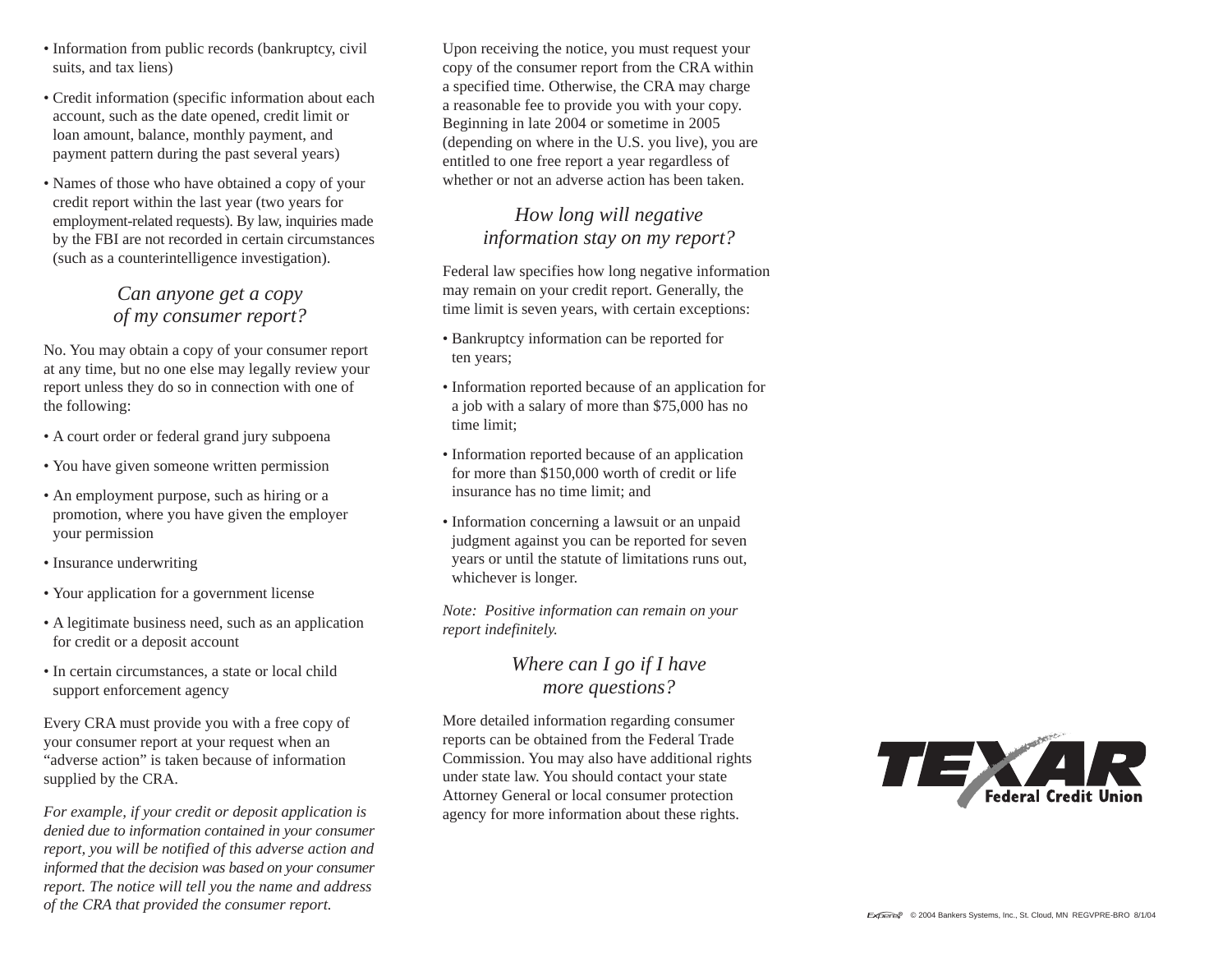- Information from public records (bankruptcy, civil suits, and tax liens)
- Credit information (specific information about each account, such as the date opened, credit limit or loan amount, balance, monthly payment, and payment pattern during the past several years)
- Names of those who have obtained a copy of your credit report within the last year (two years for employment-related requests). By law, inquiries made by the FBI are not recorded in certain circumstances (such as a counterintelligence investigation).

### *Can anyone get a copy of my consumer report?*

No. You may obtain a copy of your consumer report at any time, but no one else may legally review your report unless they do so in connection with one of the following:

- A court order or federal grand jury subpoena
- You have given someone written permission
- An employment purpose, such as hiring or a promotion, where you have given the employer your permission
- Insurance underwriting
- Your application for a government license
- A legitimate business need, such as an application for credit or a deposit account
- In certain circumstances, a state or local child support enforcement agency

Every CRA must provide you with a free copy of your consumer report at your request when an "adverse action" is taken because of information supplied by the CRA.

*For example, if your credit or deposit application is denied due to information contained in your consumer report, you will be notified of this adverse action and informed that the decision was based on your consumer report. The notice will tell you the name and address of the CRA that provided the consumer report.*

Upon receiving the notice, you must request your copy of the consumer report from the CRA within a specified time. Otherwise, the CRA may charge a reasonable fee to provide you with your copy. Beginning in late 2004 or sometime in 2005 (depending on where in the U.S. you live), you are entitled to one free report a year regardless of whether or not an adverse action has been taken.

### *How long will negative information stay on my report?*

Federal law specifies how long negative information may remain on your credit report. Generally, the time limit is seven years, with certain exceptions:

- Bankruptcy information can be reported for ten years;
- Information reported because of an application for a job with a salary of more than $75,000 has no time limit;
- Information reported because of an application for more than $150,000 worth of credit or life insurance has no time limit; and
- Information concerning a lawsuit or an unpaid judgment against you can be reported for seven years or until the statute of limitations runs out, whichever is longer.

*Note: Positive information can remain on your report indefinitely.*

### *Where can I go if I have more questions?*

More detailed information regarding consumer reports can be obtained from the Federal Trade Commission. You may also have additional rights under state law. You should contact your state Attorney General or local consumer protection agency for more information about these rights.

TEXAR Federal Credit Union

Expere® © 2004 Bankers Systems, Inc., St. Cloud, MN REGVPRE-BRO 8/1/04